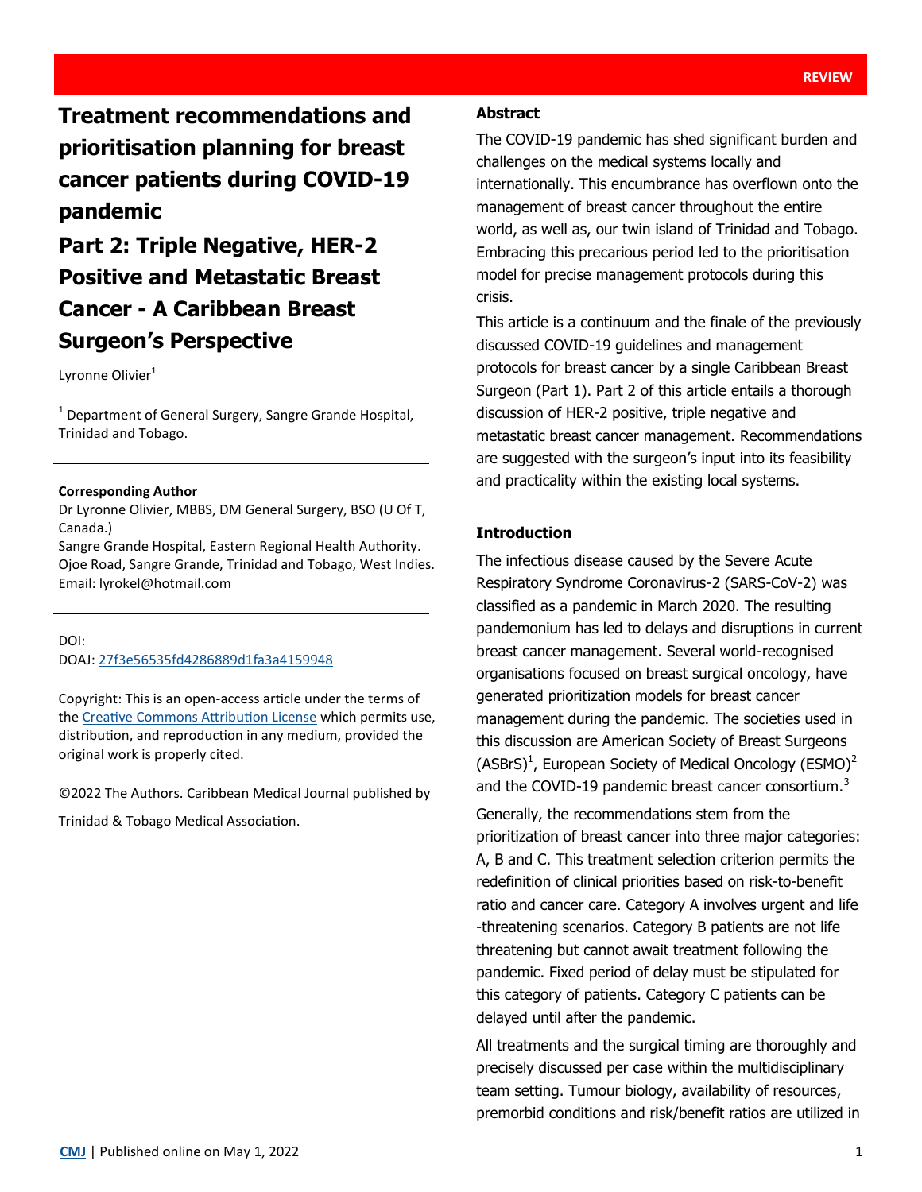REVIEW

# Treatment recommendations and prioritisation planning for breast cancer patients during COVID-19 pandemic

# Part 2: Triple Negative, HER-2 Positive and Metastatic Breast Cancer - A Caribbean Breast Surgeon's Perspective

Lyronne Olivier[1]

[1] Department of General Surgery, Sangre Grande Hospital, Trinidad and Tobago.

**Corresponding Author**

Dr Lyronne Olivier, MBBS, DM General Surgery, BSO (U Of T, Canada.)

Sangre Grande Hospital, Eastern Regional Health Authority. Ojoe Road, Sangre Grande, Trinidad and Tobago, West Indies.

Email: lyrokel@hotmail.com

DOI:

DOAJ: 27f3e56535fd4286889d1fa3a4159948

Copyright: This is an open-access article under the terms of the Creative Commons Attribution License which permits use, distribution, and reproduction in any medium, provided the original work is properly cited.

©2022 The Authors. Caribbean Medical Journal published by Trinidad & Tobago Medical Association.

## Abstract

The COVID-19 pandemic has shed significant burden and challenges on the medical systems locally and internationally. This encumbrance has overflown onto the management of breast cancer throughout the entire world, as well as, our twin island of Trinidad and Tobago. Embracing this precarious period led to the prioritisation model for precise management protocols during this crisis.

This article is a continuum and the finale of the previously discussed COVID-19 guidelines and management protocols for breast cancer by a single Caribbean Breast Surgeon (Part 1). Part 2 of this article entails a thorough discussion of HER-2 positive, triple negative and metastatic breast cancer management. Recommendations are suggested with the surgeon's input into its feasibility and practicality within the existing local systems.

## Introduction

The infectious disease caused by the Severe Acute Respiratory Syndrome Coronavirus-2 (SARS-CoV-2) was classified as a pandemic in March 2020. The resulting pandemonium has led to delays and disruptions in current breast cancer management. Several world-recognised organisations focused on breast surgical oncology, have generated prioritization models for breast cancer management during the pandemic. The societies used in this discussion are American Society of Breast Surgeons (ASBrS)[1], European Society of Medical Oncology (ESMO)[2] and the COVID-19 pandemic breast cancer consortium.[3]

Generally, the recommendations stem from the prioritization of breast cancer into three major categories: A, B and C. This treatment selection criterion permits the redefinition of clinical priorities based on risk-to-benefit ratio and cancer care. Category A involves urgent and life -threatening scenarios. Category B patients are not life threatening but cannot await treatment following the pandemic. Fixed period of delay must be stipulated for this category of patients. Category C patients can be delayed until after the pandemic.

All treatments and the surgical timing are thoroughly and precisely discussed per case within the multidisciplinary team setting. Tumour biology, availability of resources, premorbid conditions and risk/benefit ratios are utilized in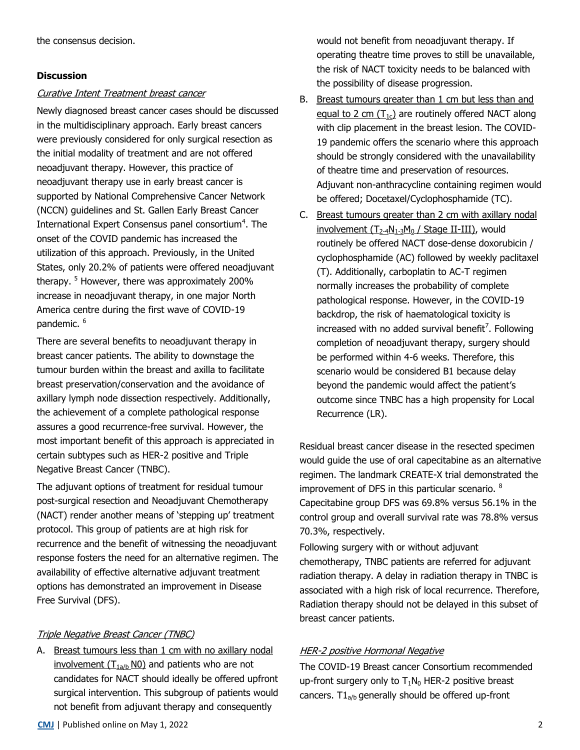the consensus decision.

## Discussion

### *Curative Intent Treatment breast cancer*

Newly diagnosed breast cancer cases should be discussed in the multidisciplinary approach. Early breast cancers were previously considered for only surgical resection as the initial modality of treatment and are not offered neoadjuvant therapy. However, this practice of neoadjuvant therapy use in early breast cancer is supported by National Comprehensive Cancer Network (NCCN) guidelines and St. Gallen Early Breast Cancer International Expert Consensus panel consortium[4]. The onset of the COVID pandemic has increased the utilization of this approach. Previously, in the United States, only 20.2% of patients were offered neoadjuvant therapy. [5] However, there was approximately 200% increase in neoadjuvant therapy, in one major North America centre during the first wave of COVID-19 pandemic. [6]

There are several benefits to neoadjuvant therapy in breast cancer patients. The ability to downstage the tumour burden within the breast and axilla to facilitate breast preservation/conservation and the avoidance of axillary lymph node dissection respectively. Additionally, the achievement of a complete pathological response assures a good recurrence-free survival. However, the most important benefit of this approach is appreciated in certain subtypes such as HER-2 positive and Triple Negative Breast Cancer (TNBC).

The adjuvant options of treatment for residual tumour post-surgical resection and Neoadjuvant Chemotherapy (NACT) render another means of 'stepping up' treatment protocol. This group of patients are at high risk for recurrence and the benefit of witnessing the neoadjuvant response fosters the need for an alternative regimen. The availability of effective alternative adjuvant treatment options has demonstrated an improvement in Disease Free Survival (DFS).

### *Triple Negative Breast Cancer (TNBC)*

A. Breast tumours less than 1 cm with no axillary nodal involvement ($T_{1a/b}$ N0) and patients who are not candidates for NACT should ideally be offered upfront surgical intervention. This subgroup of patients would not benefit from adjuvant therapy and consequently would not benefit from neoadjuvant therapy. If operating theatre time proves to still be unavailable, the risk of NACT toxicity needs to be balanced with the possibility of disease progression.

B. Breast tumours greater than 1 cm but less than and equal to 2 cm ($T_{1c}$) are routinely offered NACT along with clip placement in the breast lesion. The COVID-19 pandemic offers the scenario where this approach should be strongly considered with the unavailability of theatre time and preservation of resources. Adjuvant non-anthracycline containing regimen would be offered; Docetaxel/Cyclophosphamide (TC).

C. Breast tumours greater than 2 cm with axillary nodal involvement ($T_{2-4}N_{1-3}M_0$ / Stage II-III), would routinely be offered NACT dose-dense doxorubicin / cyclophosphamide (AC) followed by weekly paclitaxel (T). Additionally, carboplatin to AC-T regimen normally increases the probability of complete pathological response. However, in the COVID-19 backdrop, the risk of haematological toxicity is increased with no added survival benefit[7]. Following completion of neoadjuvant therapy, surgery should be performed within 4-6 weeks. Therefore, this scenario would be considered B1 because delay beyond the pandemic would affect the patient's outcome since TNBC has a high propensity for Local Recurrence (LR).

Residual breast cancer disease in the resected specimen would guide the use of oral capecitabine as an alternative regimen. The landmark CREATE-X trial demonstrated the improvement of DFS in this particular scenario. [8] Capecitabine group DFS was 69.8% versus 56.1% in the control group and overall survival rate was 78.8% versus 70.3%, respectively.

Following surgery with or without adjuvant chemotherapy, TNBC patients are referred for adjuvant radiation therapy. A delay in radiation therapy in TNBC is associated with a high risk of local recurrence. Therefore, Radiation therapy should not be delayed in this subset of breast cancer patients.

### *HER-2 positive Hormonal Negative*

The COVID-19 Breast cancer Consortium recommended up-front surgery only to $T_1N_0$ HER-2 positive breast cancers. $T1_{a/b}$ generally should be offered up-front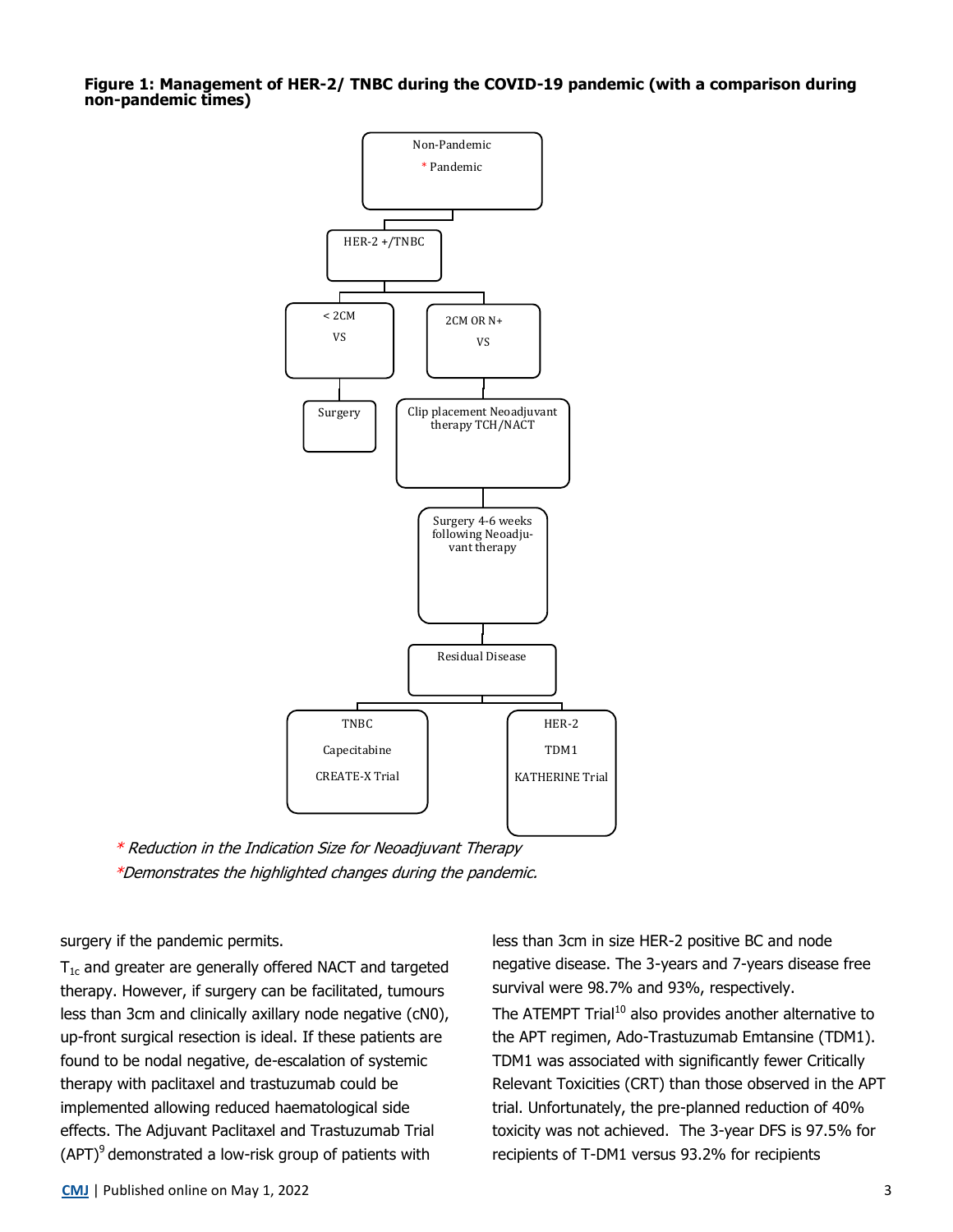**Figure 1: Management of HER-2/ TNBC during the COVID-19 pandemic (with a comparison during non-pandemic times)**

Non-Pandemic

* Pandemic

HER-2 +/TNBC

< 2CM VS

2CM OR N+ VS

Surgery

Clip placement Neoadjuvant therapy TCH/NACT

Surgery 4-6 weeks following Neoadjuvant therapy

Residual Disease

TNBC Capecitabine CREATE-X Trial

HER-2 TDM1 KATHERINE Trial

*\* Reduction in the Indication Size for Neoadjuvant Therapy*

*\*Demonstrates the highlighted changes during the pandemic.*

surgery if the pandemic permits.

$T_{1c}$ and greater are generally offered NACT and targeted therapy. However, if surgery can be facilitated, tumours less than 3cm and clinically axillary node negative (cN0), up-front surgical resection is ideal. If these patients are found to be nodal negative, de-escalation of systemic therapy with paclitaxel and trastuzumab could be implemented allowing reduced haematological side effects. The Adjuvant Paclitaxel and Trastuzumab Trial (APT)[9] demonstrated a low-risk group of patients with less than 3cm in size HER-2 positive BC and node negative disease. The 3-years and 7-years disease free survival were 98.7% and 93%, respectively.

The ATEMPT Trial[10] also provides another alternative to the APT regimen, Ado-Trastuzumab Emtansine (TDM1). TDM1 was associated with significantly fewer Critically Relevant Toxicities (CRT) than those observed in the APT trial. Unfortunately, the pre-planned reduction of 40% toxicity was not achieved. The 3-year DFS is 97.5% for recipients of T-DM1 versus 93.2% for recipients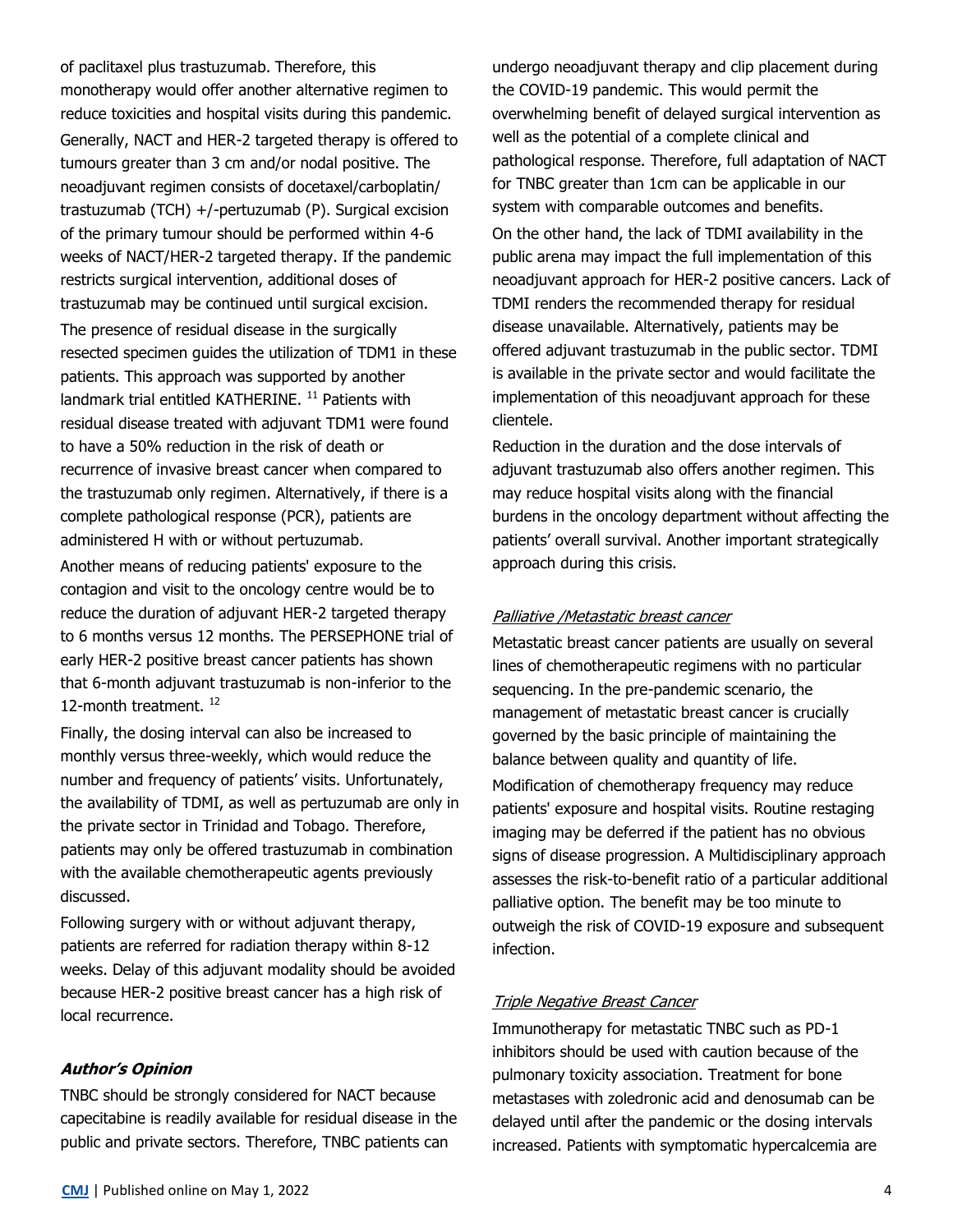of paclitaxel plus trastuzumab. Therefore, this monotherapy would offer another alternative regimen to reduce toxicities and hospital visits during this pandemic.

Generally, NACT and HER-2 targeted therapy is offered to tumours greater than 3 cm and/or nodal positive. The neoadjuvant regimen consists of docetaxel/carboplatin/ trastuzumab (TCH) +/-pertuzumab (P). Surgical excision of the primary tumour should be performed within 4-6 weeks of NACT/HER-2 targeted therapy. If the pandemic restricts surgical intervention, additional doses of trastuzumab may be continued until surgical excision.

The presence of residual disease in the surgically resected specimen guides the utilization of TDM1 in these patients. This approach was supported by another landmark trial entitled KATHERINE. [11] Patients with residual disease treated with adjuvant TDM1 were found to have a 50% reduction in the risk of death or recurrence of invasive breast cancer when compared to the trastuzumab only regimen. Alternatively, if there is a complete pathological response (PCR), patients are administered H with or without pertuzumab.

Another means of reducing patients' exposure to the contagion and visit to the oncology centre would be to reduce the duration of adjuvant HER-2 targeted therapy to 6 months versus 12 months. The PERSEPHONE trial of early HER-2 positive breast cancer patients has shown that 6-month adjuvant trastuzumab is non-inferior to the 12-month treatment. [12]

Finally, the dosing interval can also be increased to monthly versus three-weekly, which would reduce the number and frequency of patients' visits. Unfortunately, the availability of TDMI, as well as pertuzumab are only in the private sector in Trinidad and Tobago. Therefore, patients may only be offered trastuzumab in combination with the available chemotherapeutic agents previously discussed.

Following surgery with or without adjuvant therapy, patients are referred for radiation therapy within 8-12 weeks. Delay of this adjuvant modality should be avoided because HER-2 positive breast cancer has a high risk of local recurrence.

### *Author's Opinion*

TNBC should be strongly considered for NACT because capecitabine is readily available for residual disease in the public and private sectors. Therefore, TNBC patients can undergo neoadjuvant therapy and clip placement during the COVID-19 pandemic. This would permit the overwhelming benefit of delayed surgical intervention as well as the potential of a complete clinical and pathological response. Therefore, full adaptation of NACT for TNBC greater than 1cm can be applicable in our system with comparable outcomes and benefits.

On the other hand, the lack of TDMI availability in the public arena may impact the full implementation of this neoadjuvant approach for HER-2 positive cancers. Lack of TDMI renders the recommended therapy for residual disease unavailable. Alternatively, patients may be offered adjuvant trastuzumab in the public sector. TDMI is available in the private sector and would facilitate the implementation of this neoadjuvant approach for these clientele.

Reduction in the duration and the dose intervals of adjuvant trastuzumab also offers another regimen. This may reduce hospital visits along with the financial burdens in the oncology department without affecting the patients' overall survival. Another important strategically approach during this crisis.

#### Palliative /Metastatic breast cancer

Metastatic breast cancer patients are usually on several lines of chemotherapeutic regimens with no particular sequencing. In the pre-pandemic scenario, the management of metastatic breast cancer is crucially governed by the basic principle of maintaining the balance between quality and quantity of life.

Modification of chemotherapy frequency may reduce patients' exposure and hospital visits. Routine restaging imaging may be deferred if the patient has no obvious signs of disease progression. A Multidisciplinary approach assesses the risk-to-benefit ratio of a particular additional palliative option. The benefit may be too minute to outweigh the risk of COVID-19 exposure and subsequent infection.

#### Triple Negative Breast Cancer

Immunotherapy for metastatic TNBC such as PD-1 inhibitors should be used with caution because of the pulmonary toxicity association. Treatment for bone metastases with zoledronic acid and denosumab can be delayed until after the pandemic or the dosing intervals increased. Patients with symptomatic hypercalcemia are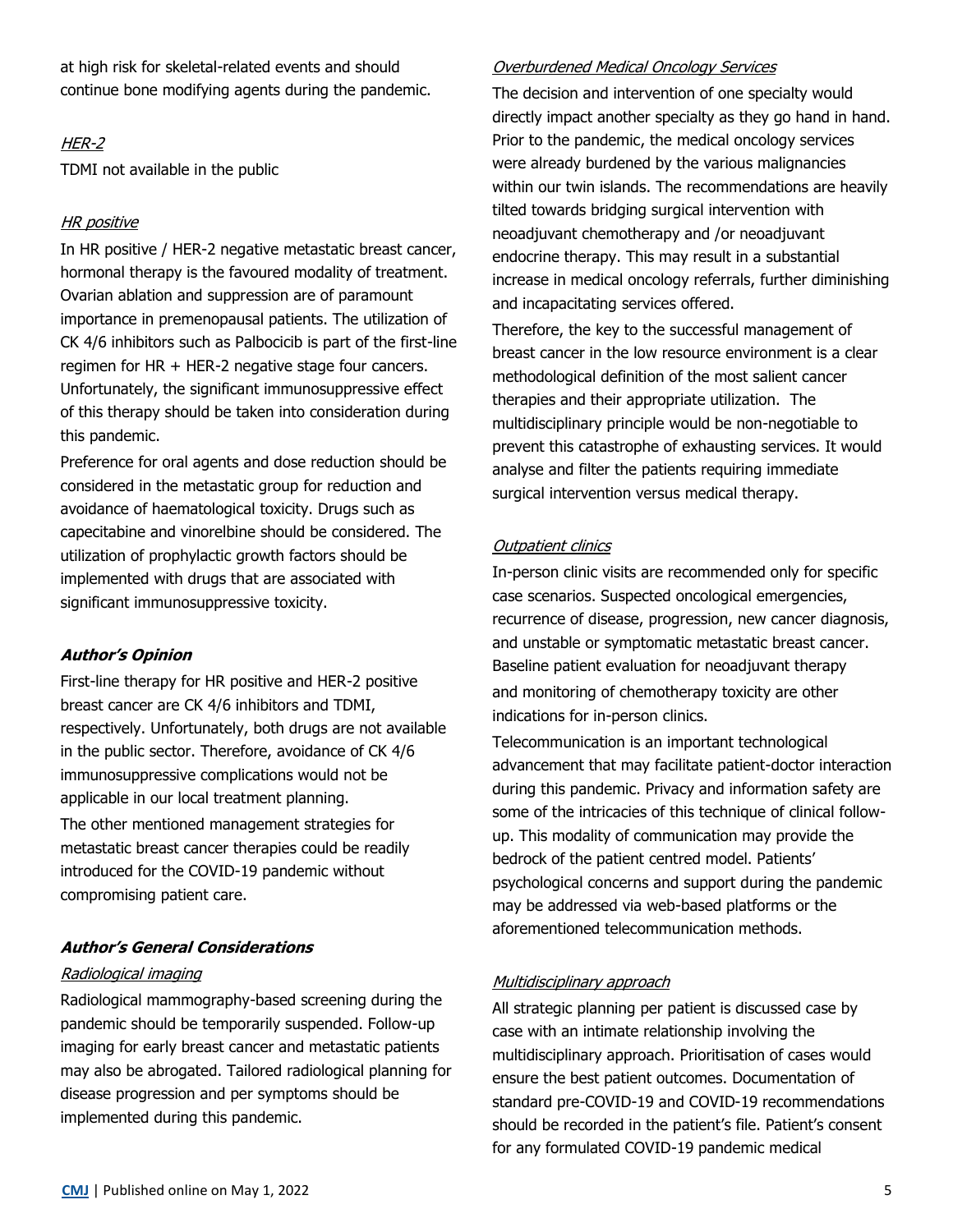at high risk for skeletal-related events and should continue bone modifying agents during the pandemic.

*HER-2*

TDMI not available in the public

*HR positive*

In HR positive / HER-2 negative metastatic breast cancer, hormonal therapy is the favoured modality of treatment. Ovarian ablation and suppression are of paramount importance in premenopausal patients. The utilization of CK 4/6 inhibitors such as Palbocicib is part of the first-line regimen for HR + HER-2 negative stage four cancers. Unfortunately, the significant immunosuppressive effect of this therapy should be taken into consideration during this pandemic.

Preference for oral agents and dose reduction should be considered in the metastatic group for reduction and avoidance of haematological toxicity. Drugs such as capecitabine and vinorelbine should be considered. The utilization of prophylactic growth factors should be implemented with drugs that are associated with significant immunosuppressive toxicity.

### *Author's Opinion*

First-line therapy for HR positive and HER-2 positive breast cancer are CK 4/6 inhibitors and TDMI, respectively. Unfortunately, both drugs are not available in the public sector. Therefore, avoidance of CK 4/6 immunosuppressive complications would not be applicable in our local treatment planning.

The other mentioned management strategies for metastatic breast cancer therapies could be readily introduced for the COVID-19 pandemic without compromising patient care.

### *Author's General Considerations*

*Radiological imaging*

Radiological mammography-based screening during the pandemic should be temporarily suspended. Follow-up imaging for early breast cancer and metastatic patients may also be abrogated. Tailored radiological planning for disease progression and per symptoms should be implemented during this pandemic.

*Overburdened Medical Oncology Services*

The decision and intervention of one specialty would directly impact another specialty as they go hand in hand. Prior to the pandemic, the medical oncology services were already burdened by the various malignancies within our twin islands. The recommendations are heavily tilted towards bridging surgical intervention with neoadjuvant chemotherapy and /or neoadjuvant endocrine therapy. This may result in a substantial increase in medical oncology referrals, further diminishing and incapacitating services offered.

Therefore, the key to the successful management of breast cancer in the low resource environment is a clear methodological definition of the most salient cancer therapies and their appropriate utilization. The multidisciplinary principle would be non-negotiable to prevent this catastrophe of exhausting services. It would analyse and filter the patients requiring immediate surgical intervention versus medical therapy.

*Outpatient clinics*

In-person clinic visits are recommended only for specific case scenarios. Suspected oncological emergencies, recurrence of disease, progression, new cancer diagnosis, and unstable or symptomatic metastatic breast cancer. Baseline patient evaluation for neoadjuvant therapy and monitoring of chemotherapy toxicity are other indications for in-person clinics.

Telecommunication is an important technological advancement that may facilitate patient-doctor interaction during this pandemic. Privacy and information safety are some of the intricacies of this technique of clinical follow-up. This modality of communication may provide the bedrock of the patient centred model. Patients' psychological concerns and support during the pandemic may be addressed via web-based platforms or the aforementioned telecommunication methods.

*Multidisciplinary approach*

All strategic planning per patient is discussed case by case with an intimate relationship involving the multidisciplinary approach. Prioritisation of cases would ensure the best patient outcomes. Documentation of standard pre-COVID-19 and COVID-19 recommendations should be recorded in the patient's file. Patient's consent for any formulated COVID-19 pandemic medical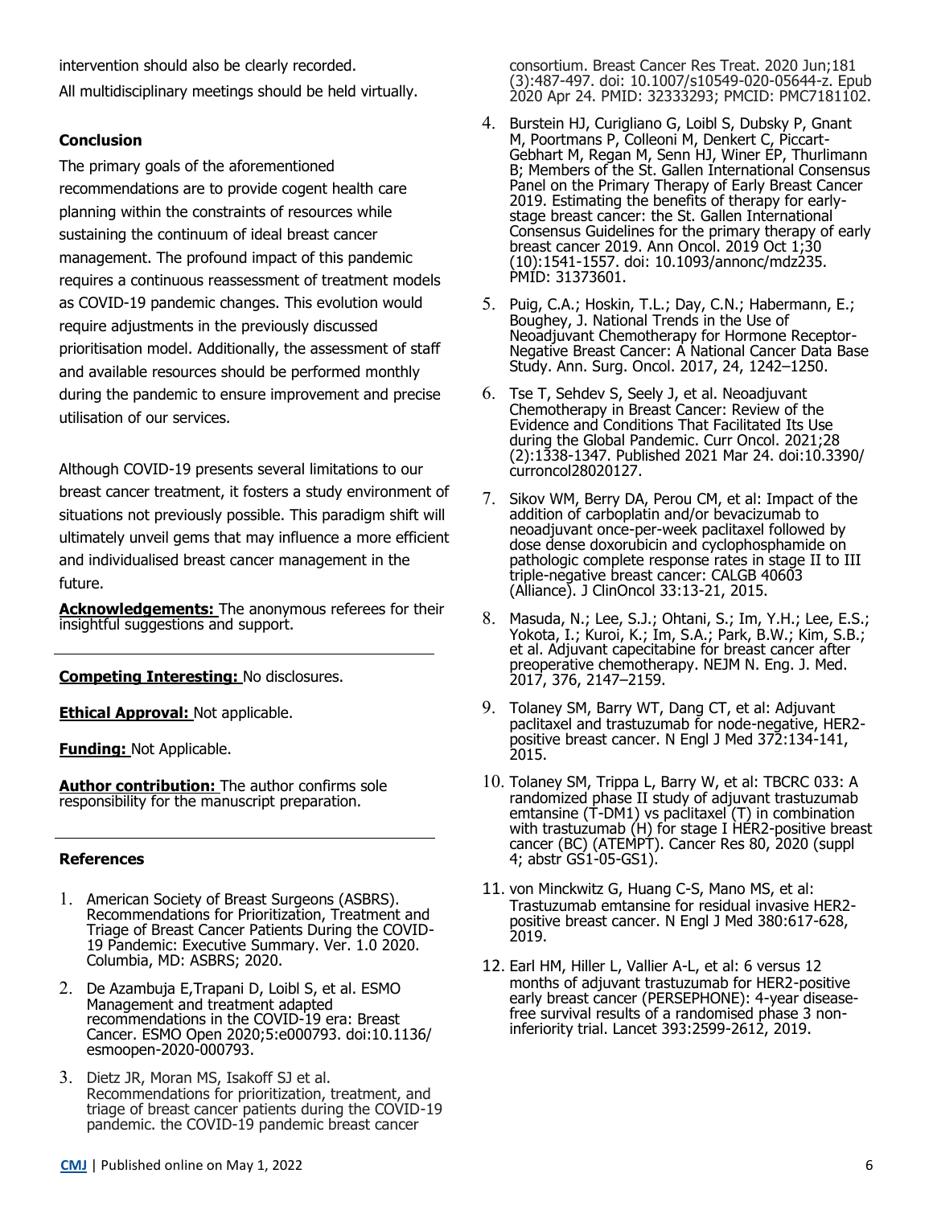intervention should also be clearly recorded.

All multidisciplinary meetings should be held virtually.

## Conclusion

The primary goals of the aforementioned recommendations are to provide cogent health care planning within the constraints of resources while sustaining the continuum of ideal breast cancer management. The profound impact of this pandemic requires a continuous reassessment of treatment models as COVID-19 pandemic changes. This evolution would require adjustments in the previously discussed prioritisation model. Additionally, the assessment of staff and available resources should be performed monthly during the pandemic to ensure improvement and precise utilisation of our services.

Although COVID-19 presents several limitations to our breast cancer treatment, it fosters a study environment of situations not previously possible. This paradigm shift will ultimately unveil gems that may influence a more efficient and individualised breast cancer management in the future.

**Acknowledgements:** The anonymous referees for their insightful suggestions and support.

**Competing Interesting:** No disclosures.

**Ethical Approval:** Not applicable.

**Funding:** Not Applicable.

**Author contribution:** The author confirms sole responsibility for the manuscript preparation.

## References

1. American Society of Breast Surgeons (ASBRS). Recommendations for Prioritization, Treatment and Triage of Breast Cancer Patients During the COVID-19 Pandemic: Executive Summary. Ver. 1.0 2020. Columbia, MD: ASBRS; 2020.
2. De Azambuja E,Trapani D, Loibl S, et al. ESMO Management and treatment adapted recommendations in the COVID-19 era: Breast Cancer. ESMO Open 2020;5:e000793. doi:10.1136/esmoopen-2020-000793.
3. Dietz JR, Moran MS, Isakoff SJ et al. Recommendations for prioritization, treatment, and triage of breast cancer patients during the COVID-19 pandemic. the COVID-19 pandemic breast cancer consortium. Breast Cancer Res Treat. 2020 Jun;181 (3):487-497. doi: 10.1007/s10549-020-05644-z. Epub 2020 Apr 24. PMID: 32333293; PMCID: PMC7181102.
4. Burstein HJ, Curigliano G, Loibl S, Dubsky P, Gnant M, Poortmans P, Colleoni M, Denkert C, Piccart-Gebhart M, Regan M, Senn HJ, Winer EP, Thurlimann B; Members of the St. Gallen International Consensus Panel on the Primary Therapy of Early Breast Cancer 2019. Estimating the benefits of therapy for early-stage breast cancer: the St. Gallen International Consensus Guidelines for the primary therapy of early breast cancer 2019. Ann Oncol. 2019 Oct 1;30 (10):1541-1557. doi: 10.1093/annonc/mdz235. PMID: 31373601.
5. Puig, C.A.; Hoskin, T.L.; Day, C.N.; Habermann, E.; Boughey, J. National Trends in the Use of Neoadjuvant Chemotherapy for Hormone Receptor-Negative Breast Cancer: A National Cancer Data Base Study. Ann. Surg. Oncol. 2017, 24, 1242–1250.
6. Tse T, Sehdev S, Seely J, et al. Neoadjuvant Chemotherapy in Breast Cancer: Review of the Evidence and Conditions That Facilitated Its Use during the Global Pandemic. Curr Oncol. 2021;28 (2):1338-1347. Published 2021 Mar 24. doi:10.3390/curroncol28020127.
7. Sikov WM, Berry DA, Perou CM, et al: Impact of the addition of carboplatin and/or bevacizumab to neoadjuvant once-per-week paclitaxel followed by dose dense doxorubicin and cyclophosphamide on pathologic complete response rates in stage II to III triple-negative breast cancer: CALGB 40603 (Alliance). J ClinOncol 33:13-21, 2015.
8. Masuda, N.; Lee, S.J.; Ohtani, S.; Im, Y.H.; Lee, E.S.; Yokota, I.; Kuroi, K.; Im, S.A.; Park, B.W.; Kim, S.B.; et al. Adjuvant capecitabine for breast cancer after preoperative chemotherapy. NEJM N. Eng. J. Med. 2017, 376, 2147–2159.
9. Tolaney SM, Barry WT, Dang CT, et al: Adjuvant paclitaxel and trastuzumab for node-negative, HER2-positive breast cancer. N Engl J Med 372:134-141, 2015.
10. Tolaney SM, Trippa L, Barry W, et al: TBCRC 033: A randomized phase II study of adjuvant trastuzumab emtansine (T-DM1) vs paclitaxel (T) in combination with trastuzumab (H) for stage I HER2-positive breast cancer (BC) (ATEMPT). Cancer Res 80, 2020 (suppl 4; abstr GS1-05-GS1).
11. von Minckwitz G, Huang C-S, Mano MS, et al: Trastuzumab emtansine for residual invasive HER2-positive breast cancer. N Engl J Med 380:617-628, 2019.
12. Earl HM, Hiller L, Vallier A-L, et al: 6 versus 12 months of adjuvant trastuzumab for HER2-positive early breast cancer (PERSEPHONE): 4-year disease-free survival results of a randomised phase 3 non-inferiority trial. Lancet 393:2599-2612, 2019.